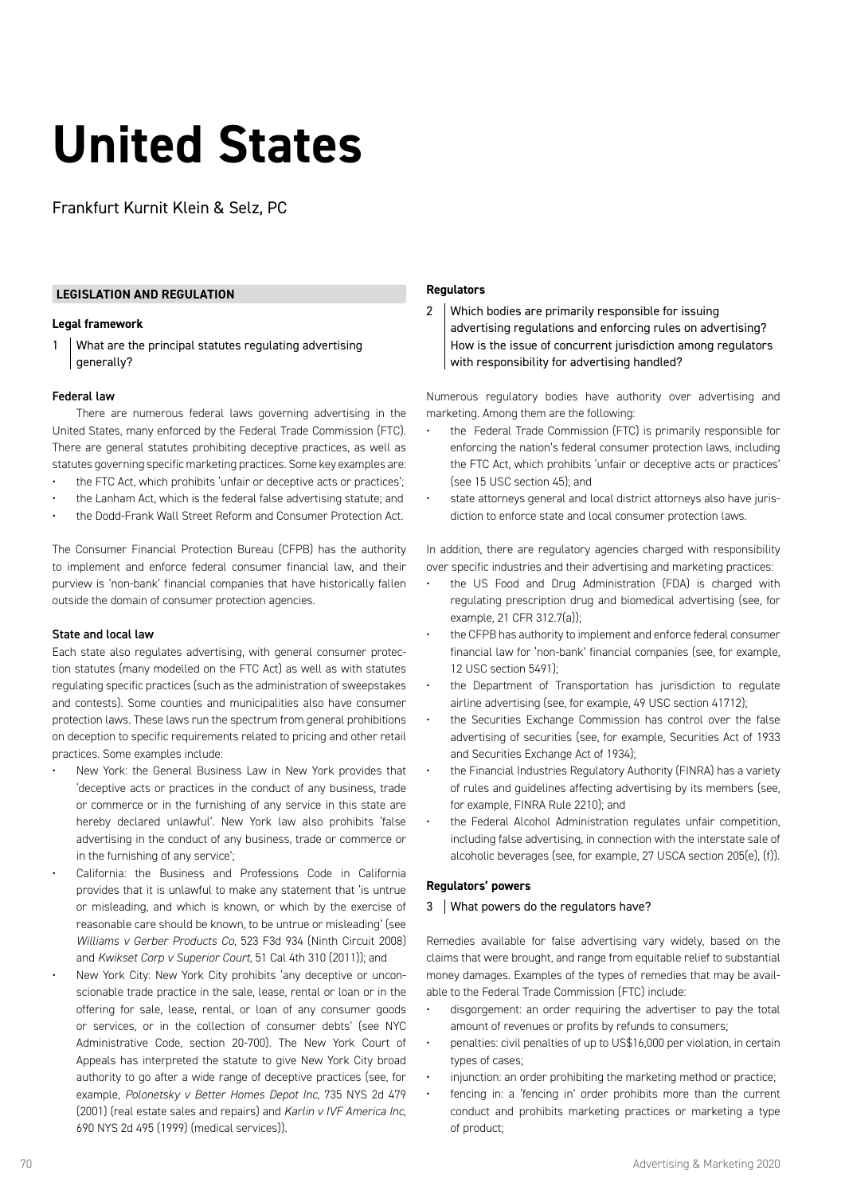# United States

Frankfurt Kurnit Klein & Selz, PC

## LEGISLATION AND REGULATION

### Legal framework

**1 What are the principal statutes regulating advertising generally?**

#### Federal law

There are numerous federal laws governing advertising in the United States, many enforced by the Federal Trade Commission (FTC). There are general statutes prohibiting deceptive practices, as well as statutes governing specific marketing practices. Some key examples are:

- the FTC Act, which prohibits 'unfair or deceptive acts or practices';
- the Lanham Act, which is the federal false advertising statute; and
- the Dodd-Frank Wall Street Reform and Consumer Protection Act.

The Consumer Financial Protection Bureau (CFPB) has the authority to implement and enforce federal consumer financial law, and their purview is 'non-bank' financial companies that have historically fallen outside the domain of consumer protection agencies.

#### State and local law

Each state also regulates advertising, with general consumer protection statutes (many modelled on the FTC Act) as well as with statutes regulating specific practices (such as the administration of sweepstakes and contests). Some counties and municipalities also have consumer protection laws. These laws run the spectrum from general prohibitions on deception to specific requirements related to pricing and other retail practices. Some examples include:

- New York: the General Business Law in New York provides that 'deceptive acts or practices in the conduct of any business, trade or commerce or in the furnishing of any service in this state are hereby declared unlawful'. New York law also prohibits 'false advertising in the conduct of any business, trade or commerce or in the furnishing of any service';
- California: the Business and Professions Code in California provides that it is unlawful to make any statement that 'is untrue or misleading, and which is known, or which by the exercise of reasonable care should be known, to be untrue or misleading' (see *Williams v Gerber Products Co*, 523 F3d 934 (Ninth Circuit 2008) and *Kwikset Corp v Superior Court*, 51 Cal 4th 310 (2011)); and
- New York City: New York City prohibits 'any deceptive or unconscionable trade practice in the sale, lease, rental or loan or in the offering for sale, lease, rental, or loan of any consumer goods or services, or in the collection of consumer debts' (see NYC Administrative Code, section 20-700). The New York Court of Appeals has interpreted the statute to give New York City broad authority to go after a wide range of deceptive practices (see, for example, *Polonetsky v Better Homes Depot Inc*, 735 NYS 2d 479 (2001) (real estate sales and repairs) and *Karlin v IVF America Inc*, 690 NYS 2d 495 (1999) (medical services)).

### Regulators

**2 Which bodies are primarily responsible for issuing advertising regulations and enforcing rules on advertising? How is the issue of concurrent jurisdiction among regulators with responsibility for advertising handled?**

Numerous regulatory bodies have authority over advertising and marketing. Among them are the following:

- the Federal Trade Commission (FTC) is primarily responsible for enforcing the nation's federal consumer protection laws, including the FTC Act, which prohibits 'unfair or deceptive acts or practices' (see 15 USC section 45); and
- state attorneys general and local district attorneys also have jurisdiction to enforce state and local consumer protection laws.

In addition, there are regulatory agencies charged with responsibility over specific industries and their advertising and marketing practices:

- the US Food and Drug Administration (FDA) is charged with regulating prescription drug and biomedical advertising (see, for example, 21 CFR 312.7(a));
- the CFPB has authority to implement and enforce federal consumer financial law for 'non-bank' financial companies (see, for example, 12 USC section 5491);
- the Department of Transportation has jurisdiction to regulate airline advertising (see, for example, 49 USC section 41712);
- the Securities Exchange Commission has control over the false advertising of securities (see, for example, Securities Act of 1933 and Securities Exchange Act of 1934);
- the Financial Industries Regulatory Authority (FINRA) has a variety of rules and guidelines affecting advertising by its members (see, for example, FINRA Rule 2210); and
- the Federal Alcohol Administration regulates unfair competition, including false advertising, in connection with the interstate sale of alcoholic beverages (see, for example, 27 USCA section 205(e), (f)).

### Regulators' powers

**3 What powers do the regulators have?**

Remedies available for false advertising vary widely, based on the claims that were brought, and range from equitable relief to substantial money damages. Examples of the types of remedies that may be available to the Federal Trade Commission (FTC) include:

- disgorgement: an order requiring the advertiser to pay the total amount of revenues or profits by refunds to consumers;
- penalties: civil penalties of up to US$16,000 per violation, in certain types of cases;
- injunction: an order prohibiting the marketing method or practice;
- fencing in: a 'fencing in' order prohibits more than the current conduct and prohibits marketing practices or marketing a type of product;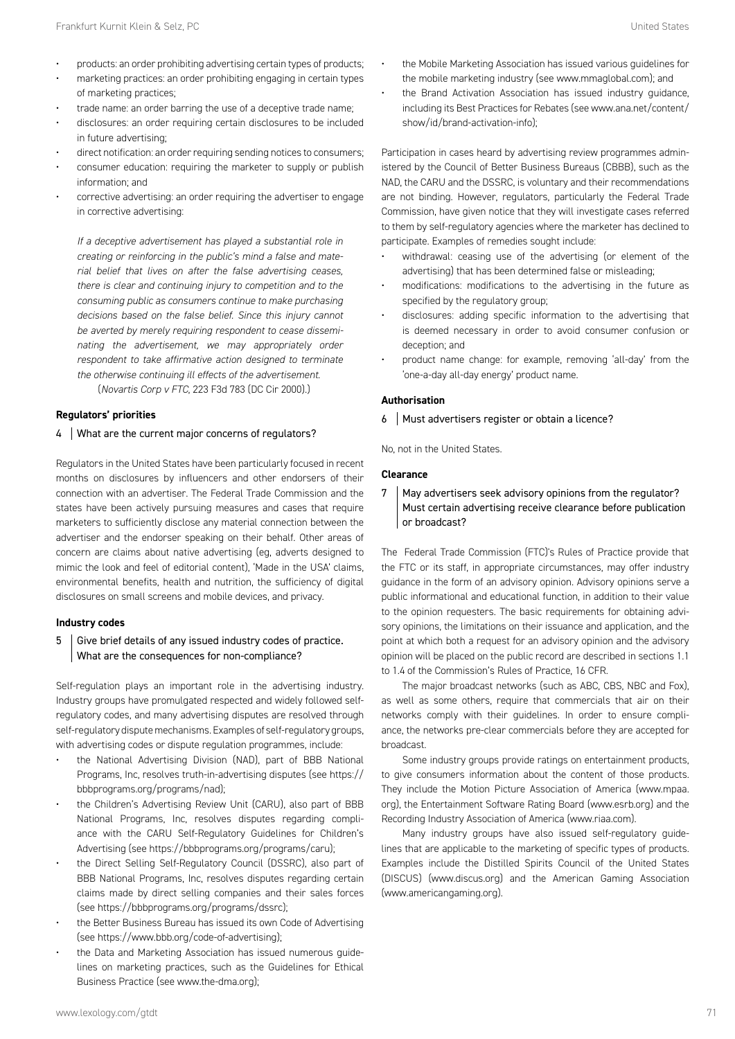- products: an order prohibiting advertising certain types of products;
- marketing practices: an order prohibiting engaging in certain types of marketing practices;
- trade name: an order barring the use of a deceptive trade name;
- disclosures: an order requiring certain disclosures to be included in future advertising;
- direct notification: an order requiring sending notices to consumers;
- consumer education: requiring the marketer to supply or publish information; and
- corrective advertising: an order requiring the advertiser to engage in corrective advertising:

  *If a deceptive advertisement has played a substantial role in creating or reinforcing in the public's mind a false and material belief that lives on after the false advertising ceases, there is clear and continuing injury to competition and to the consuming public as consumers continue to make purchasing decisions based on the false belief. Since this injury cannot be averted by merely requiring respondent to cease disseminating the advertisement, we may appropriately order respondent to take affirmative action designed to terminate the otherwise continuing ill effects of the advertisement.*
  (*Novartis Corp v FTC*, 223 F3d 783 (DC Cir 2000).)

**Regulators' priorities**

4 | What are the current major concerns of regulators?

Regulators in the United States have been particularly focused in recent months on disclosures by influencers and other endorsers of their connection with an advertiser. The Federal Trade Commission and the states have been actively pursuing measures and cases that require marketers to sufficiently disclose any material connection between the advertiser and the endorser speaking on their behalf. Other areas of concern are claims about native advertising (eg, adverts designed to mimic the look and feel of editorial content), 'Made in the USA' claims, environmental benefits, health and nutrition, the sufficiency of digital disclosures on small screens and mobile devices, and privacy.

**Industry codes**

5 | Give brief details of any issued industry codes of practice. What are the consequences for non-compliance?

Self-regulation plays an important role in the advertising industry. Industry groups have promulgated respected and widely followed self-regulatory codes, and many advertising disputes are resolved through self-regulatory dispute mechanisms. Examples of self-regulatory groups, with advertising codes or dispute regulation programmes, include:

- the National Advertising Division (NAD), part of BBB National Programs, Inc, resolves truth-in-advertising disputes (see https://bbbprograms.org/programs/nad);
- the Children's Advertising Review Unit (CARU), also part of BBB National Programs, Inc, resolves disputes regarding compliance with the CARU Self-Regulatory Guidelines for Children's Advertising (see https://bbbprograms.org/programs/caru);
- the Direct Selling Self-Regulatory Council (DSSRC), also part of BBB National Programs, Inc, resolves disputes regarding certain claims made by direct selling companies and their sales forces (see https://bbbprograms.org/programs/dssrc);
- the Better Business Bureau has issued its own Code of Advertising (see https://www.bbb.org/code-of-advertising);
- the Data and Marketing Association has issued numerous guidelines on marketing practices, such as the Guidelines for Ethical Business Practice (see www.the-dma.org);
- the Mobile Marketing Association has issued various guidelines for the mobile marketing industry (see www.mmaglobal.com); and
- the Brand Activation Association has issued industry guidance, including its Best Practices for Rebates (see www.ana.net/content/show/id/brand-activation-info);

Participation in cases heard by advertising review programmes administered by the Council of Better Business Bureaus (CBBB), such as the NAD, the CARU and the DSSRC, is voluntary and their recommendations are not binding. However, regulators, particularly the Federal Trade Commission, have given notice that they will investigate cases referred to them by self-regulatory agencies where the marketer has declined to participate. Examples of remedies sought include:

- withdrawal: ceasing use of the advertising (or element of the advertising) that has been determined false or misleading;
- modifications: modifications to the advertising in the future as specified by the regulatory group;
- disclosures: adding specific information to the advertising that is deemed necessary in order to avoid consumer confusion or deception; and
- product name change: for example, removing 'all-day' from the 'one-a-day all-day energy' product name.

**Authorisation**

6 | Must advertisers register or obtain a licence?

No, not in the United States.

**Clearance**

7 | May advertisers seek advisory opinions from the regulator? Must certain advertising receive clearance before publication or broadcast?

The Federal Trade Commission (FTC)'s Rules of Practice provide that the FTC or its staff, in appropriate circumstances, may offer industry guidance in the form of an advisory opinion. Advisory opinions serve a public informational and educational function, in addition to their value to the opinion requesters. The basic requirements for obtaining advisory opinions, the limitations on their issuance and application, and the point at which both a request for an advisory opinion and the advisory opinion will be placed on the public record are described in sections 1.1 to 1.4 of the Commission's Rules of Practice, 16 CFR.

The major broadcast networks (such as ABC, CBS, NBC and Fox), as well as some others, require that commercials that air on their networks comply with their guidelines. In order to ensure compliance, the networks pre-clear commercials before they are accepted for broadcast.

Some industry groups provide ratings on entertainment products, to give consumers information about the content of those products. They include the Motion Picture Association of America (www.mpaa.org), the Entertainment Software Rating Board (www.esrb.org) and the Recording Industry Association of America (www.riaa.com).

Many industry groups have also issued self-regulatory guidelines that are applicable to the marketing of specific types of products. Examples include the Distilled Spirits Council of the United States (DISCUS) (www.discus.org) and the American Gaming Association (www.americangaming.org).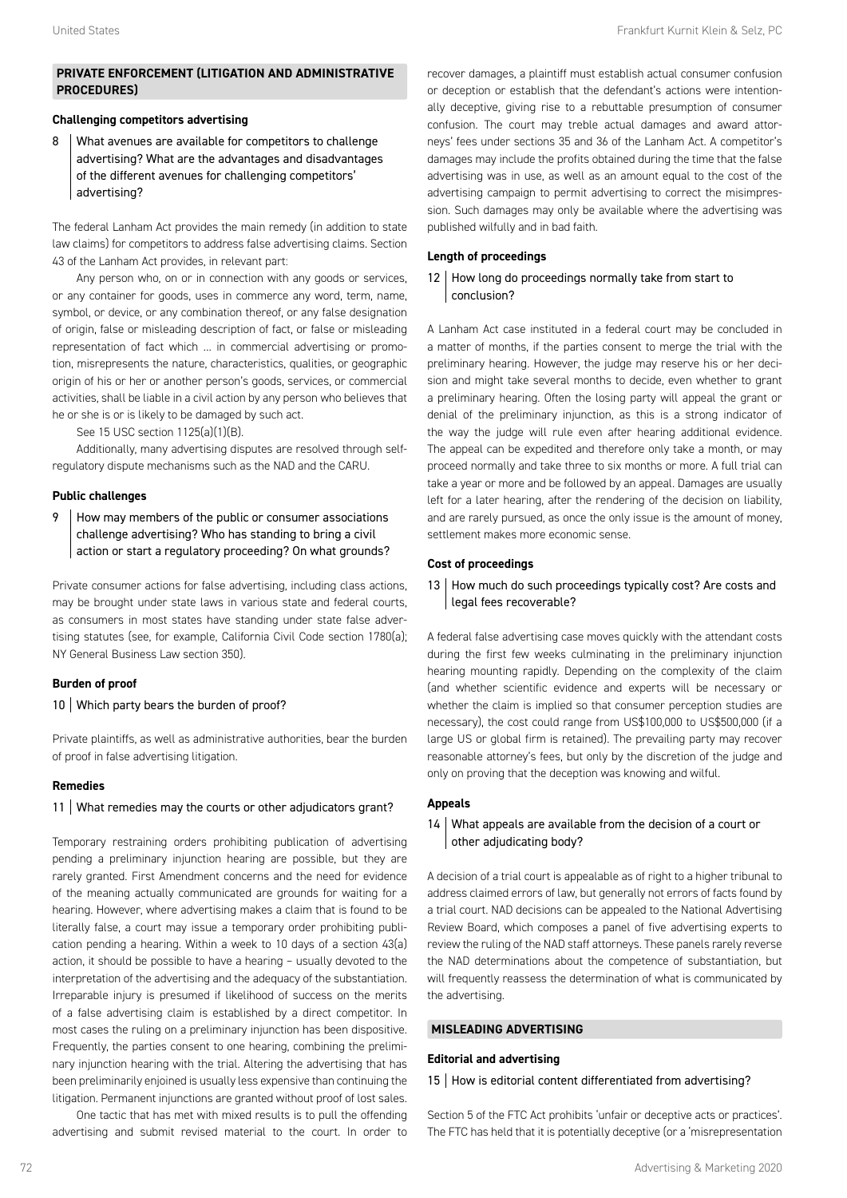## PRIVATE ENFORCEMENT (LITIGATION AND ADMINISTRATIVE PROCEDURES)

### Challenging competitors advertising

**8 What avenues are available for competitors to challenge advertising? What are the advantages and disadvantages of the different avenues for challenging competitors' advertising?**

The federal Lanham Act provides the main remedy (in addition to state law claims) for competitors to address false advertising claims. Section 43 of the Lanham Act provides, in relevant part:

Any person who, on or in connection with any goods or services, or any container for goods, uses in commerce any word, term, name, symbol, or device, or any combination thereof, or any false designation of origin, false or misleading description of fact, or false or misleading representation of fact which … in commercial advertising or promotion, misrepresents the nature, characteristics, qualities, or geographic origin of his or her or another person's goods, services, or commercial activities, shall be liable in a civil action by any person who believes that he or she is or is likely to be damaged by such act.

See 15 USC section 1125(a)(1)(B).

Additionally, many advertising disputes are resolved through self-regulatory dispute mechanisms such as the NAD and the CARU.

### Public challenges

**9 How may members of the public or consumer associations challenge advertising? Who has standing to bring a civil action or start a regulatory proceeding? On what grounds?**

Private consumer actions for false advertising, including class actions, may be brought under state laws in various state and federal courts, as consumers in most states have standing under state false advertising statutes (see, for example, California Civil Code section 1780(a); NY General Business Law section 350).

### Burden of proof

**10 Which party bears the burden of proof?**

Private plaintiffs, as well as administrative authorities, bear the burden of proof in false advertising litigation.

### Remedies

**11 What remedies may the courts or other adjudicators grant?**

Temporary restraining orders prohibiting publication of advertising pending a preliminary injunction hearing are possible, but they are rarely granted. First Amendment concerns and the need for evidence of the meaning actually communicated are grounds for waiting for a hearing. However, where advertising makes a claim that is found to be literally false, a court may issue a temporary order prohibiting publication pending a hearing. Within a week to 10 days of a section 43(a) action, it should be possible to have a hearing – usually devoted to the interpretation of the advertising and the adequacy of the substantiation. Irreparable injury is presumed if likelihood of success on the merits of a false advertising claim is established by a direct competitor. In most cases the ruling on a preliminary injunction has been dispositive. Frequently, the parties consent to one hearing, combining the preliminary injunction hearing with the trial. Altering the advertising that has been preliminarily enjoined is usually less expensive than continuing the litigation. Permanent injunctions are granted without proof of lost sales.

One tactic that has met with mixed results is to pull the offending advertising and submit revised material to the court. In order to recover damages, a plaintiff must establish actual consumer confusion or deception or establish that the defendant's actions were intentionally deceptive, giving rise to a rebuttable presumption of consumer confusion. The court may treble actual damages and award attorneys' fees under sections 35 and 36 of the Lanham Act. A competitor's damages may include the profits obtained during the time that the false advertising was in use, as well as an amount equal to the cost of the advertising campaign to permit advertising to correct the misimpression. Such damages may only be available where the advertising was published wilfully and in bad faith.

### Length of proceedings

**12 How long do proceedings normally take from start to conclusion?**

A Lanham Act case instituted in a federal court may be concluded in a matter of months, if the parties consent to merge the trial with the preliminary hearing. However, the judge may reserve his or her decision and might take several months to decide, even whether to grant a preliminary hearing. Often the losing party will appeal the grant or denial of the preliminary injunction, as this is a strong indicator of the way the judge will rule even after hearing additional evidence. The appeal can be expedited and therefore only take a month, or may proceed normally and take three to six months or more. A full trial can take a year or more and be followed by an appeal. Damages are usually left for a later hearing, after the rendering of the decision on liability, and are rarely pursued, as once the only issue is the amount of money, settlement makes more economic sense.

### Cost of proceedings

**13 How much do such proceedings typically cost? Are costs and legal fees recoverable?**

A federal false advertising case moves quickly with the attendant costs during the first few weeks culminating in the preliminary injunction hearing mounting rapidly. Depending on the complexity of the claim (and whether scientific evidence and experts will be necessary or whether the claim is implied so that consumer perception studies are necessary), the cost could range from US$100,000 to US$500,000 (if a large US or global firm is retained). The prevailing party may recover reasonable attorney's fees, but only by the discretion of the judge and only on proving that the deception was knowing and wilful.

### Appeals

**14 What appeals are available from the decision of a court or other adjudicating body?**

A decision of a trial court is appealable as of right to a higher tribunal to address claimed errors of law, but generally not errors of facts found by a trial court. NAD decisions can be appealed to the National Advertising Review Board, which composes a panel of five advertising experts to review the ruling of the NAD staff attorneys. These panels rarely reverse the NAD determinations about the competence of substantiation, but will frequently reassess the determination of what is communicated by the advertising.

## MISLEADING ADVERTISING

### Editorial and advertising

**15 How is editorial content differentiated from advertising?**

Section 5 of the FTC Act prohibits 'unfair or deceptive acts or practices'. The FTC has held that it is potentially deceptive (or a 'misrepresentation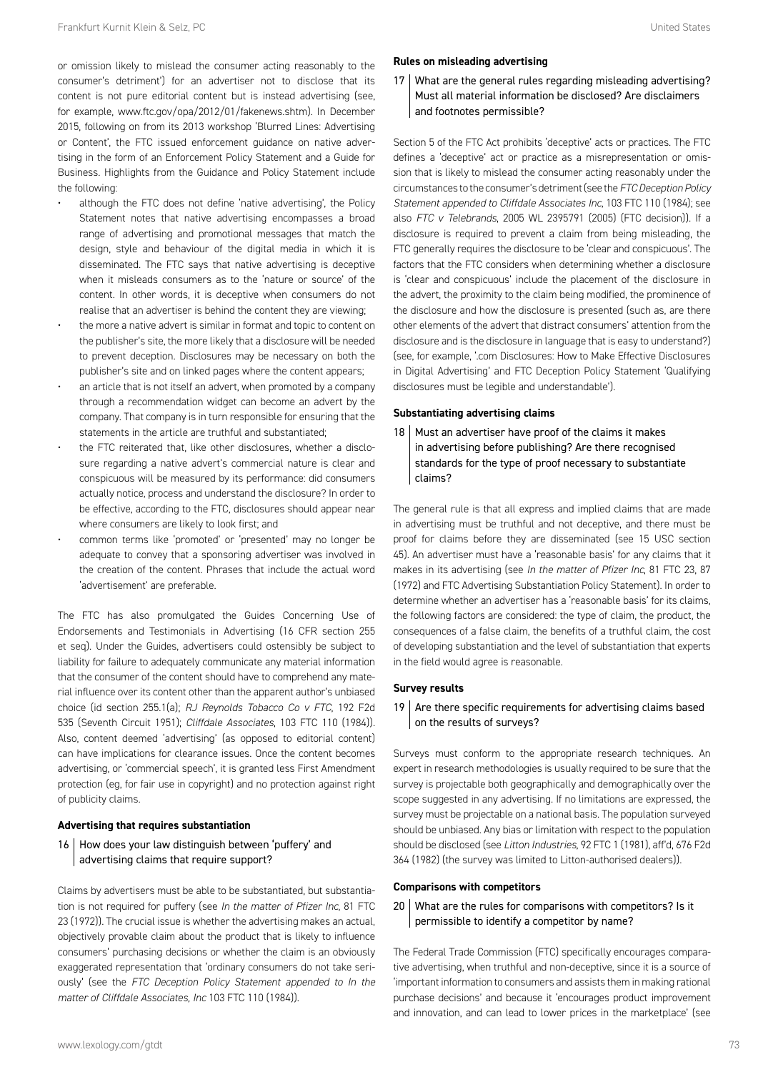or omission likely to mislead the consumer acting reasonably to the consumer's detriment') for an advertiser not to disclose that its content is not pure editorial content but is instead advertising (see, for example, www.ftc.gov/opa/2012/01/fakenews.shtm). In December 2015, following on from its 2013 workshop 'Blurred Lines: Advertising or Content', the FTC issued enforcement guidance on native advertising in the form of an Enforcement Policy Statement and a Guide for Business. Highlights from the Guidance and Policy Statement include the following:

- although the FTC does not define 'native advertising', the Policy Statement notes that native advertising encompasses a broad range of advertising and promotional messages that match the design, style and behaviour of the digital media in which it is disseminated. The FTC says that native advertising is deceptive when it misleads consumers as to the 'nature or source' of the content. In other words, it is deceptive when consumers do not realise that an advertiser is behind the content they are viewing;
- the more a native advert is similar in format and topic to content on the publisher's site, the more likely that a disclosure will be needed to prevent deception. Disclosures may be necessary on both the publisher's site and on linked pages where the content appears;
- an article that is not itself an advert, when promoted by a company through a recommendation widget can become an advert by the company. That company is in turn responsible for ensuring that the statements in the article are truthful and substantiated;
- the FTC reiterated that, like other disclosures, whether a disclosure regarding a native advert's commercial nature is clear and conspicuous will be measured by its performance: did consumers actually notice, process and understand the disclosure? In order to be effective, according to the FTC, disclosures should appear near where consumers are likely to look first; and
- common terms like 'promoted' or 'presented' may no longer be adequate to convey that a sponsoring advertiser was involved in the creation of the content. Phrases that include the actual word 'advertisement' are preferable.

The FTC has also promulgated the Guides Concerning Use of Endorsements and Testimonials in Advertising (16 CFR section 255 et seq). Under the Guides, advertisers could ostensibly be subject to liability for failure to adequately communicate any material information that the consumer of the content should have to comprehend any material influence over its content other than the apparent author's unbiased choice (id section 255.1(a); *RJ Reynolds Tobacco Co v FTC*, 192 F2d 535 (Seventh Circuit 1951); *Cliffdale Associates*, 103 FTC 110 (1984)). Also, content deemed 'advertising' (as opposed to editorial content) can have implications for clearance issues. Once the content becomes advertising, or 'commercial speech', it is granted less First Amendment protection (eg, for fair use in copyright) and no protection against right of publicity claims.

### Advertising that requires substantiation

**16 | How does your law distinguish between 'puffery' and advertising claims that require support?**

Claims by advertisers must be able to be substantiated, but substantiation is not required for puffery (see *In the matter of Pfizer Inc*, 81 FTC 23 (1972)). The crucial issue is whether the advertising makes an actual, objectively provable claim about the product that is likely to influence consumers' purchasing decisions or whether the claim is an obviously exaggerated representation that 'ordinary consumers do not take seriously' (see the *FTC Deception Policy Statement appended to In the matter of Cliffdale Associates, Inc* 103 FTC 110 (1984)).

### Rules on misleading advertising

**17 | What are the general rules regarding misleading advertising? Must all material information be disclosed? Are disclaimers and footnotes permissible?**

Section 5 of the FTC Act prohibits 'deceptive' acts or practices. The FTC defines a 'deceptive' act or practice as a misrepresentation or omission that is likely to mislead the consumer acting reasonably under the circumstances to the consumer's detriment (see the *FTC Deception Policy Statement appended to Cliffdale Associates Inc*, 103 FTC 110 (1984); see also *FTC v Telebrands*, 2005 WL 2395791 (2005) (FTC decision)). If a disclosure is required to prevent a claim from being misleading, the FTC generally requires the disclosure to be 'clear and conspicuous'. The factors that the FTC considers when determining whether a disclosure is 'clear and conspicuous' include the placement of the disclosure in the advert, the proximity to the claim being modified, the prominence of the disclosure and how the disclosure is presented (such as, are there other elements of the advert that distract consumers' attention from the disclosure and is the disclosure in language that is easy to understand?) (see, for example, '.com Disclosures: How to Make Effective Disclosures in Digital Advertising' and FTC Deception Policy Statement 'Qualifying disclosures must be legible and understandable').

### Substantiating advertising claims

**18 | Must an advertiser have proof of the claims it makes in advertising before publishing? Are there recognised standards for the type of proof necessary to substantiate claims?**

The general rule is that all express and implied claims that are made in advertising must be truthful and not deceptive, and there must be proof for claims before they are disseminated (see 15 USC section 45). An advertiser must have a 'reasonable basis' for any claims that it makes in its advertising (see *In the matter of Pfizer Inc*, 81 FTC 23, 87 (1972) and FTC Advertising Substantiation Policy Statement). In order to determine whether an advertiser has a 'reasonable basis' for its claims, the following factors are considered: the type of claim, the product, the consequences of a false claim, the benefits of a truthful claim, the cost of developing substantiation and the level of substantiation that experts in the field would agree is reasonable.

### Survey results

**19 | Are there specific requirements for advertising claims based on the results of surveys?**

Surveys must conform to the appropriate research techniques. An expert in research methodologies is usually required to be sure that the survey is projectable both geographically and demographically over the scope suggested in any advertising. If no limitations are expressed, the survey must be projectable on a national basis. The population surveyed should be unbiased. Any bias or limitation with respect to the population should be disclosed (see *Litton Industries*, 92 FTC 1 (1981), aff'd, 676 F2d 364 (1982) (the survey was limited to Litton-authorised dealers)).

### Comparisons with competitors

**20 | What are the rules for comparisons with competitors? Is it permissible to identify a competitor by name?**

The Federal Trade Commission (FTC) specifically encourages comparative advertising, when truthful and non-deceptive, since it is a source of 'important information to consumers and assists them in making rational purchase decisions' and because it 'encourages product improvement and innovation, and can lead to lower prices in the marketplace' (see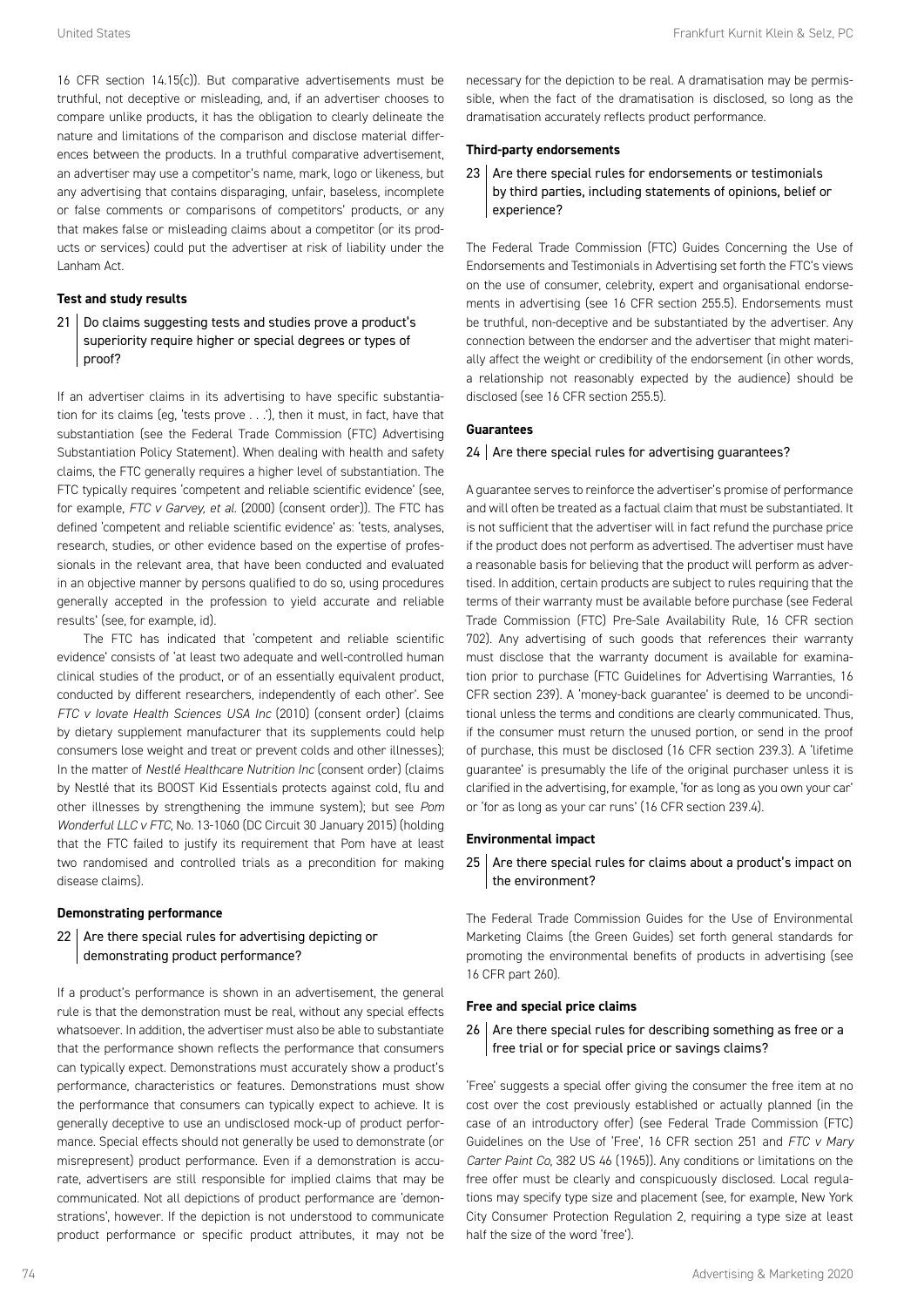16 CFR section 14.15(c)). But comparative advertisements must be truthful, not deceptive or misleading, and, if an advertiser chooses to compare unlike products, it has the obligation to clearly delineate the nature and limitations of the comparison and disclose material differences between the products. In a truthful comparative advertisement, an advertiser may use a competitor's name, mark, logo or likeness, but any advertising that contains disparaging, unfair, baseless, incomplete or false comments or comparisons of competitors' products, or any that makes false or misleading claims about a competitor (or its products or services) could put the advertiser at risk of liability under the Lanham Act.

### Test and study results

**21 | Do claims suggesting tests and studies prove a product's superiority require higher or special degrees or types of proof?**

If an advertiser claims in its advertising to have specific substantiation for its claims (eg, 'tests prove . . .'), then it must, in fact, have that substantiation (see the Federal Trade Commission (FTC) Advertising Substantiation Policy Statement). When dealing with health and safety claims, the FTC generally requires a higher level of substantiation. The FTC typically requires 'competent and reliable scientific evidence' (see, for example, *FTC v Garvey, et al.* (2000) (consent order)). The FTC has defined 'competent and reliable scientific evidence' as: 'tests, analyses, research, studies, or other evidence based on the expertise of professionals in the relevant area, that have been conducted and evaluated in an objective manner by persons qualified to do so, using procedures generally accepted in the profession to yield accurate and reliable results' (see, for example, id).

The FTC has indicated that 'competent and reliable scientific evidence' consists of 'at least two adequate and well-controlled human clinical studies of the product, or of an essentially equivalent product, conducted by different researchers, independently of each other'. See *FTC v Iovate Health Sciences USA Inc* (2010) (consent order) (claims by dietary supplement manufacturer that its supplements could help consumers lose weight and treat or prevent colds and other illnesses); In the matter of *Nestlé Healthcare Nutrition Inc* (consent order) (claims by Nestlé that its BOOST Kid Essentials protects against cold, flu and other illnesses by strengthening the immune system); but see *Pom Wonderful LLC v FTC*, No. 13-1060 (DC Circuit 30 January 2015) (holding that the FTC failed to justify its requirement that Pom have at least two randomised and controlled trials as a precondition for making disease claims).

### Demonstrating performance

**22 | Are there special rules for advertising depicting or demonstrating product performance?**

If a product's performance is shown in an advertisement, the general rule is that the demonstration must be real, without any special effects whatsoever. In addition, the advertiser must also be able to substantiate that the performance shown reflects the performance that consumers can typically expect. Demonstrations must accurately show a product's performance, characteristics or features. Demonstrations must show the performance that consumers can typically expect to achieve. It is generally deceptive to use an undisclosed mock-up of product performance. Special effects should not generally be used to demonstrate (or misrepresent) product performance. Even if a demonstration is accurate, advertisers are still responsible for implied claims that may be communicated. Not all depictions of product performance are 'demonstrations', however. If the depiction is not understood to communicate product performance or specific product attributes, it may not be necessary for the depiction to be real. A dramatisation may be permissible, when the fact of the dramatisation is disclosed, so long as the dramatisation accurately reflects product performance.

### Third-party endorsements

**23 | Are there special rules for endorsements or testimonials by third parties, including statements of opinions, belief or experience?**

The Federal Trade Commission (FTC) Guides Concerning the Use of Endorsements and Testimonials in Advertising set forth the FTC's views on the use of consumer, celebrity, expert and organisational endorsements in advertising (see 16 CFR section 255.5). Endorsements must be truthful, non-deceptive and be substantiated by the advertiser. Any connection between the endorser and the advertiser that might materially affect the weight or credibility of the endorsement (in other words, a relationship not reasonably expected by the audience) should be disclosed (see 16 CFR section 255.5).

### Guarantees

**24 | Are there special rules for advertising guarantees?**

A guarantee serves to reinforce the advertiser's promise of performance and will often be treated as a factual claim that must be substantiated. It is not sufficient that the advertiser will in fact refund the purchase price if the product does not perform as advertised. The advertiser must have a reasonable basis for believing that the product will perform as advertised. In addition, certain products are subject to rules requiring that the terms of their warranty must be available before purchase (see Federal Trade Commission (FTC) Pre-Sale Availability Rule, 16 CFR section 702). Any advertising of such goods that references their warranty must disclose that the warranty document is available for examination prior to purchase (FTC Guidelines for Advertising Warranties, 16 CFR section 239). A 'money-back guarantee' is deemed to be unconditional unless the terms and conditions are clearly communicated. Thus, if the consumer must return the unused portion, or send in the proof of purchase, this must be disclosed (16 CFR section 239.3). A 'lifetime guarantee' is presumably the life of the original purchaser unless it is clarified in the advertising, for example, 'for as long as you own your car' or 'for as long as your car runs' (16 CFR section 239.4).

### Environmental impact

**25 | Are there special rules for claims about a product's impact on the environment?**

The Federal Trade Commission Guides for the Use of Environmental Marketing Claims (the Green Guides) set forth general standards for promoting the environmental benefits of products in advertising (see 16 CFR part 260).

### Free and special price claims

**26 | Are there special rules for describing something as free or a free trial or for special price or savings claims?**

'Free' suggests a special offer giving the consumer the free item at no cost over the cost previously established or actually planned (in the case of an introductory offer) (see Federal Trade Commission (FTC) Guidelines on the Use of 'Free', 16 CFR section 251 and *FTC v Mary Carter Paint Co*, 382 US 46 (1965)). Any conditions or limitations on the free offer must be clearly and conspicuously disclosed. Local regulations may specify type size and placement (see, for example, New York City Consumer Protection Regulation 2, requiring a type size at least half the size of the word 'free').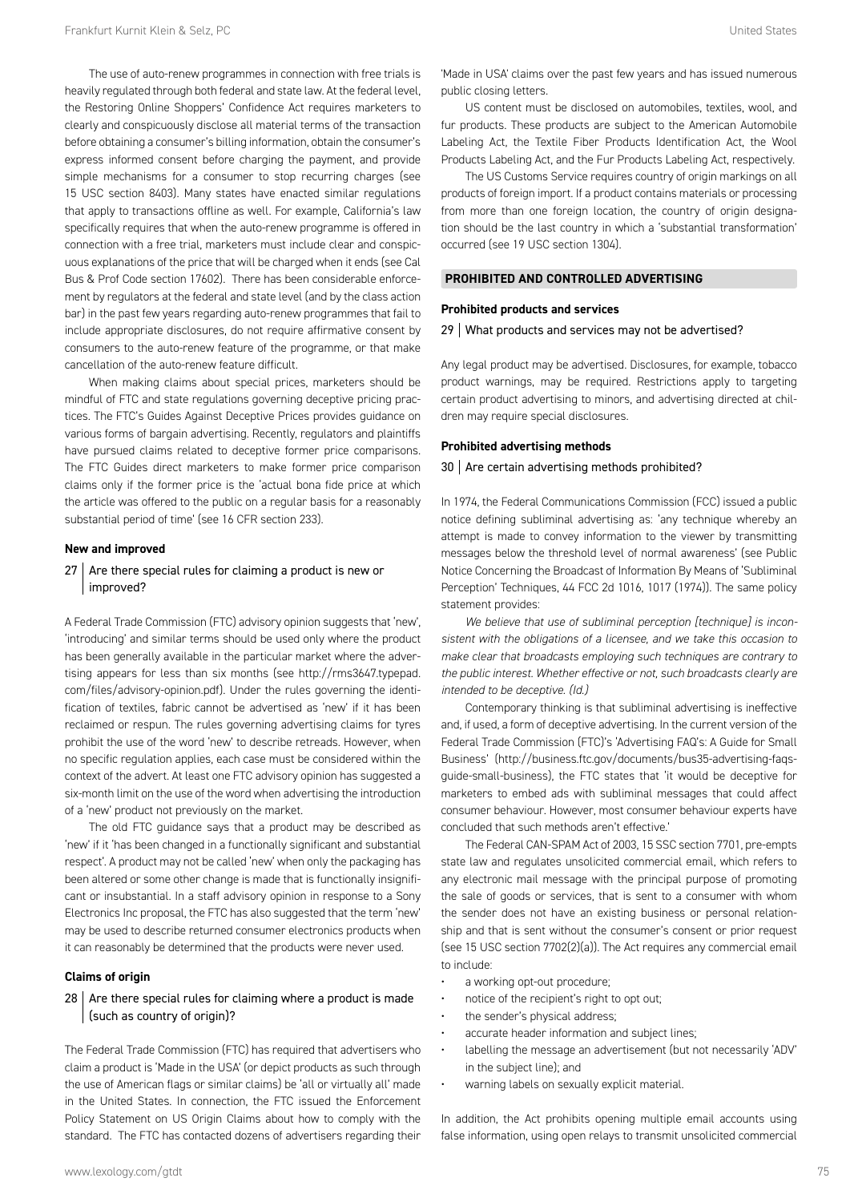The use of auto-renew programmes in connection with free trials is heavily regulated through both federal and state law. At the federal level, the Restoring Online Shoppers' Confidence Act requires marketers to clearly and conspicuously disclose all material terms of the transaction before obtaining a consumer's billing information, obtain the consumer's express informed consent before charging the payment, and provide simple mechanisms for a consumer to stop recurring charges (see 15 USC section 8403). Many states have enacted similar regulations that apply to transactions offline as well. For example, California's law specifically requires that when the auto-renew programme is offered in connection with a free trial, marketers must include clear and conspicuous explanations of the price that will be charged when it ends (see Cal Bus & Prof Code section 17602). There has been considerable enforcement by regulators at the federal and state level (and by the class action bar) in the past few years regarding auto-renew programmes that fail to include appropriate disclosures, do not require affirmative consent by consumers to the auto-renew feature of the programme, or that make cancellation of the auto-renew feature difficult.

When making claims about special prices, marketers should be mindful of FTC and state regulations governing deceptive pricing practices. The FTC's Guides Against Deceptive Prices provides guidance on various forms of bargain advertising. Recently, regulators and plaintiffs have pursued claims related to deceptive former price comparisons. The FTC Guides direct marketers to make former price comparison claims only if the former price is the 'actual bona fide price at which the article was offered to the public on a regular basis for a reasonably substantial period of time' (see 16 CFR section 233).

**New and improved**

**27 | Are there special rules for claiming a product is new or improved?**

A Federal Trade Commission (FTC) advisory opinion suggests that 'new', 'introducing' and similar terms should be used only where the product has been generally available in the particular market where the advertising appears for less than six months (see http://rms3647.typepad.com/files/advisory-opinion.pdf). Under the rules governing the identification of textiles, fabric cannot be advertised as 'new' if it has been reclaimed or respun. The rules governing advertising claims for tyres prohibit the use of the word 'new' to describe retreads. However, when no specific regulation applies, each case must be considered within the context of the advert. At least one FTC advisory opinion has suggested a six-month limit on the use of the word when advertising the introduction of a 'new' product not previously on the market.

The old FTC guidance says that a product may be described as 'new' if it 'has been changed in a functionally significant and substantial respect'. A product may not be called 'new' when only the packaging has been altered or some other change is made that is functionally insignificant or insubstantial. In a staff advisory opinion in response to a Sony Electronics Inc proposal, the FTC has also suggested that the term 'new' may be used to describe returned consumer electronics products when it can reasonably be determined that the products were never used.

**Claims of origin**

**28 | Are there special rules for claiming where a product is made (such as country of origin)?**

The Federal Trade Commission (FTC) has required that advertisers who claim a product is 'Made in the USA' (or depict products as such through the use of American flags or similar claims) be 'all or virtually all' made in the United States. In connection, the FTC issued the Enforcement Policy Statement on US Origin Claims about how to comply with the standard. The FTC has contacted dozens of advertisers regarding their 'Made in USA' claims over the past few years and has issued numerous public closing letters.

US content must be disclosed on automobiles, textiles, wool, and fur products. These products are subject to the American Automobile Labeling Act, the Textile Fiber Products Identification Act, the Wool Products Labeling Act, and the Fur Products Labeling Act, respectively.

The US Customs Service requires country of origin markings on all products of foreign import. If a product contains materials or processing from more than one foreign location, the country of origin designation should be the last country in which a 'substantial transformation' occurred (see 19 USC section 1304).

## PROHIBITED AND CONTROLLED ADVERTISING

**Prohibited products and services**

**29 | What products and services may not be advertised?**

Any legal product may be advertised. Disclosures, for example, tobacco product warnings, may be required. Restrictions apply to targeting certain product advertising to minors, and advertising directed at children may require special disclosures.

**Prohibited advertising methods**

**30 | Are certain advertising methods prohibited?**

In 1974, the Federal Communications Commission (FCC) issued a public notice defining subliminal advertising as: 'any technique whereby an attempt is made to convey information to the viewer by transmitting messages below the threshold level of normal awareness' (see Public Notice Concerning the Broadcast of Information By Means of 'Subliminal Perception' Techniques, 44 FCC 2d 1016, 1017 (1974)). The same policy statement provides:

*We believe that use of subliminal perception [technique] is inconsistent with the obligations of a licensee, and we take this occasion to make clear that broadcasts employing such techniques are contrary to the public interest. Whether effective or not, such broadcasts clearly are intended to be deceptive. (Id.)*

Contemporary thinking is that subliminal advertising is ineffective and, if used, a form of deceptive advertising. In the current version of the Federal Trade Commission (FTC)'s 'Advertising FAQ's: A Guide for Small Business' (http://business.ftc.gov/documents/bus35-advertising-faqs-guide-small-business), the FTC states that 'it would be deceptive for marketers to embed ads with subliminal messages that could affect consumer behaviour. However, most consumer behaviour experts have concluded that such methods aren't effective.'

The Federal CAN-SPAM Act of 2003, 15 SSC section 7701, pre-empts state law and regulates unsolicited commercial email, which refers to any electronic mail message with the principal purpose of promoting the sale of goods or services, that is sent to a consumer with whom the sender does not have an existing business or personal relationship and that is sent without the consumer's consent or prior request (see 15 USC section 7702(2)(a)). The Act requires any commercial email to include:

- a working opt-out procedure;
- notice of the recipient's right to opt out;
- the sender's physical address;
- accurate header information and subject lines;
- labelling the message an advertisement (but not necessarily 'ADV' in the subject line); and
- warning labels on sexually explicit material.

In addition, the Act prohibits opening multiple email accounts using false information, using open relays to transmit unsolicited commercial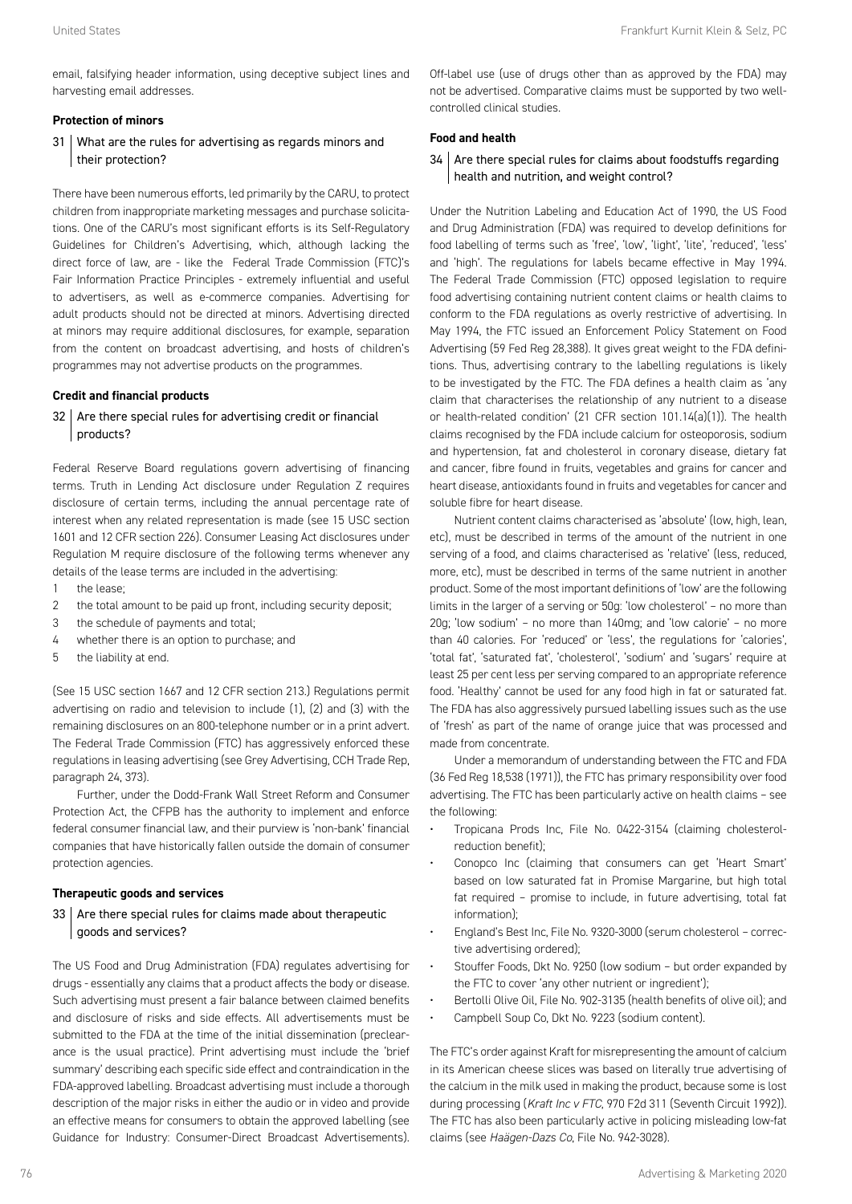email, falsifying header information, using deceptive subject lines and harvesting email addresses.

**Protection of minors**

### 31 | What are the rules for advertising as regards minors and their protection?

There have been numerous efforts, led primarily by the CARU, to protect children from inappropriate marketing messages and purchase solicitations. One of the CARU's most significant efforts is its Self-Regulatory Guidelines for Children's Advertising, which, although lacking the direct force of law, are - like the Federal Trade Commission (FTC)'s Fair Information Practice Principles - extremely influential and useful to advertisers, as well as e-commerce companies. Advertising for adult products should not be directed at minors. Advertising directed at minors may require additional disclosures, for example, separation from the content on broadcast advertising, and hosts of children's programmes may not advertise products on the programmes.

**Credit and financial products**

### 32 | Are there special rules for advertising credit or financial products?

Federal Reserve Board regulations govern advertising of financing terms. Truth in Lending Act disclosure under Regulation Z requires disclosure of certain terms, including the annual percentage rate of interest when any related representation is made (see 15 USC section 1601 and 12 CFR section 226). Consumer Leasing Act disclosures under Regulation M require disclosure of the following terms whenever any details of the lease terms are included in the advertising:

1. the lease;
2. the total amount to be paid up front, including security deposit;
3. the schedule of payments and total;
4. whether there is an option to purchase; and
5. the liability at end.

(See 15 USC section 1667 and 12 CFR section 213.) Regulations permit advertising on radio and television to include (1), (2) and (3) with the remaining disclosures on an 800-telephone number or in a print advert. The Federal Trade Commission (FTC) has aggressively enforced these regulations in leasing advertising (see Grey Advertising, CCH Trade Rep, paragraph 24, 373).

Further, under the Dodd-Frank Wall Street Reform and Consumer Protection Act, the CFPB has the authority to implement and enforce federal consumer financial law, and their purview is 'non-bank' financial companies that have historically fallen outside the domain of consumer protection agencies.

**Therapeutic goods and services**

### 33 | Are there special rules for claims made about therapeutic goods and services?

The US Food and Drug Administration (FDA) regulates advertising for drugs - essentially any claims that a product affects the body or disease. Such advertising must present a fair balance between claimed benefits and disclosure of risks and side effects. All advertisements must be submitted to the FDA at the time of the initial dissemination (preclearance is the usual practice). Print advertising must include the 'brief summary' describing each specific side effect and contraindication in the FDA-approved labelling. Broadcast advertising must include a thorough description of the major risks in either the audio or in video and provide an effective means for consumers to obtain the approved labelling (see Guidance for Industry: Consumer-Direct Broadcast Advertisements). Off-label use (use of drugs other than as approved by the FDA) may not be advertised. Comparative claims must be supported by two well-controlled clinical studies.

**Food and health**

### 34 | Are there special rules for claims about foodstuffs regarding health and nutrition, and weight control?

Under the Nutrition Labeling and Education Act of 1990, the US Food and Drug Administration (FDA) was required to develop definitions for food labelling of terms such as 'free', 'low', 'light', 'lite', 'reduced', 'less' and 'high'. The regulations for labels became effective in May 1994. The Federal Trade Commission (FTC) opposed legislation to require food advertising containing nutrient content claims or health claims to conform to the FDA regulations as overly restrictive of advertising. In May 1994, the FTC issued an Enforcement Policy Statement on Food Advertising (59 Fed Reg 28,388). It gives great weight to the FDA definitions. Thus, advertising contrary to the labelling regulations is likely to be investigated by the FTC. The FDA defines a health claim as 'any claim that characterises the relationship of any nutrient to a disease or health-related condition' (21 CFR section 101.14(a)(1)). The health claims recognised by the FDA include calcium for osteoporosis, sodium and hypertension, fat and cholesterol in coronary disease, dietary fat and cancer, fibre found in fruits, vegetables and grains for cancer and heart disease, antioxidants found in fruits and vegetables for cancer and soluble fibre for heart disease.

Nutrient content claims characterised as 'absolute' (low, high, lean, etc), must be described in terms of the amount of the nutrient in one serving of a food, and claims characterised as 'relative' (less, reduced, more, etc), must be described in terms of the same nutrient in another product. Some of the most important definitions of 'low' are the following limits in the larger of a serving or 50g: 'low cholesterol' – no more than 20g; 'low sodium' – no more than 140mg; and 'low calorie' – no more than 40 calories. For 'reduced' or 'less', the regulations for 'calories', 'total fat', 'saturated fat', 'cholesterol', 'sodium' and 'sugars' require at least 25 per cent less per serving compared to an appropriate reference food. 'Healthy' cannot be used for any food high in fat or saturated fat. The FDA has also aggressively pursued labelling issues such as the use of 'fresh' as part of the name of orange juice that was processed and made from concentrate.

Under a memorandum of understanding between the FTC and FDA (36 Fed Reg 18,538 (1971)), the FTC has primary responsibility over food advertising. The FTC has been particularly active on health claims – see the following:

- Tropicana Prods Inc, File No. 0422-3154 (claiming cholesterol-reduction benefit);
- Conopco Inc (claiming that consumers can get 'Heart Smart' based on low saturated fat in Promise Margarine, but high total fat required – promise to include, in future advertising, total fat information);
- England's Best Inc, File No. 9320-3000 (serum cholesterol – corrective advertising ordered);
- Stouffer Foods, Dkt No. 9250 (low sodium – but order expanded by the FTC to cover 'any other nutrient or ingredient');
- Bertolli Olive Oil, File No. 902-3135 (health benefits of olive oil); and
- Campbell Soup Co, Dkt No. 9223 (sodium content).

The FTC's order against Kraft for misrepresenting the amount of calcium in its American cheese slices was based on literally true advertising of the calcium in the milk used in making the product, because some is lost during processing (*Kraft Inc v FTC*, 970 F2d 311 (Seventh Circuit 1992)). The FTC has also been particularly active in policing misleading low-fat claims (see *Haägen-Dazs Co*, File No. 942-3028).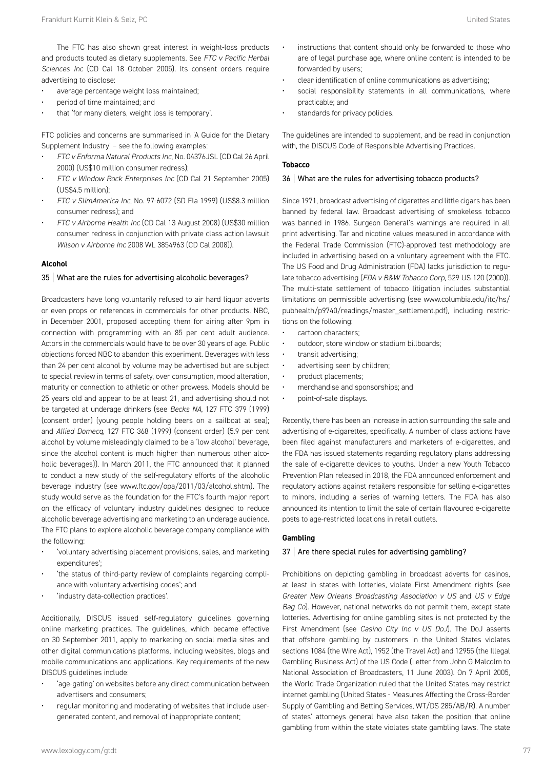The FTC has also shown great interest in weight-loss products and products touted as dietary supplements. See *FTC v Pacific Herbal Sciences Inc* (CD Cal 18 October 2005). Its consent orders require advertising to disclose:

- average percentage weight loss maintained;
- period of time maintained; and
- that 'for many dieters, weight loss is temporary'.

FTC policies and concerns are summarised in 'A Guide for the Dietary Supplement Industry' – see the following examples:

- *FTC v Enforma Natural Products Inc*, No. 04376JSL (CD Cal 26 April 2000) (US$10 million consumer redress);
- *FTC v Window Rock Enterprises Inc* (CD Cal 21 September 2005) (US$4.5 million);
- *FTC v SlimAmerica Inc*, No. 97-6072 (SD Fla 1999) (US$8.3 million consumer redress); and
- *FTC v Airborne Health Inc* (CD Cal 13 August 2008) (US$30 million consumer redress in conjunction with private class action lawsuit *Wilson v Airborne Inc* 2008 WL 3854963 (CD Cal 2008)).

**Alcohol**

### 35 | What are the rules for advertising alcoholic beverages?

Broadcasters have long voluntarily refused to air hard liquor adverts or even props or references in commercials for other products. NBC, in December 2001, proposed accepting them for airing after 9pm in connection with programming with an 85 per cent adult audience. Actors in the commercials would have to be over 30 years of age. Public objections forced NBC to abandon this experiment. Beverages with less than 24 per cent alcohol by volume may be advertised but are subject to special review in terms of safety, over consumption, mood alteration, maturity or connection to athletic or other prowess. Models should be 25 years old and appear to be at least 21, and advertising should not be targeted at underage drinkers (see *Becks NA*, 127 FTC 379 (1999) (consent order) (young people holding beers on a sailboat at sea); and *Allied Domecq*, 127 FTC 368 (1999) (consent order) (5.9 per cent alcohol by volume misleadingly claimed to be a 'low alcohol' beverage, since the alcohol content is much higher than numerous other alcoholic beverages)). In March 2011, the FTC announced that it planned to conduct a new study of the self-regulatory efforts of the alcoholic beverage industry (see www.ftc.gov/opa/2011/03/alcohol.shtm). The study would serve as the foundation for the FTC's fourth major report on the efficacy of voluntary industry guidelines designed to reduce alcoholic beverage advertising and marketing to an underage audience. The FTC plans to explore alcoholic beverage company compliance with the following:

- 'voluntary advertising placement provisions, sales, and marketing expenditures';
- 'the status of third-party review of complaints regarding compliance with voluntary advertising codes'; and
- 'industry data-collection practices'.

Additionally, DISCUS issued self-regulatory guidelines governing online marketing practices. The guidelines, which became effective on 30 September 2011, apply to marketing on social media sites and other digital communications platforms, including websites, blogs and mobile communications and applications. Key requirements of the new DISCUS guidelines include:

- 'age-gating' on websites before any direct communication between advertisers and consumers;
- regular monitoring and moderating of websites that include user-generated content, and removal of inappropriate content;
- instructions that content should only be forwarded to those who are of legal purchase age, where online content is intended to be forwarded by users;
- clear identification of online communications as advertising;
- social responsibility statements in all communications, where practicable; and
- standards for privacy policies.

The guidelines are intended to supplement, and be read in conjunction with, the DISCUS Code of Responsible Advertising Practices.

**Tobacco**

### 36 | What are the rules for advertising tobacco products?

Since 1971, broadcast advertising of cigarettes and little cigars has been banned by federal law. Broadcast advertising of smokeless tobacco was banned in 1986. Surgeon General's warnings are required in all print advertising. Tar and nicotine values measured in accordance with the Federal Trade Commission (FTC)-approved test methodology are included in advertising based on a voluntary agreement with the FTC. The US Food and Drug Administration (FDA) lacks jurisdiction to regulate tobacco advertising (*FDA v B&W Tobacco Corp*, 529 US 120 (2000)). The multi-state settlement of tobacco litigation includes substantial limitations on permissible advertising (see www.columbia.edu/itc/hs/pubhealth/p9740/readings/master_settlement.pdf), including restrictions on the following:

- cartoon characters;
- outdoor, store window or stadium billboards;
- transit advertising;
- advertising seen by children;
- product placements;
- merchandise and sponsorships; and
- point-of-sale displays.

Recently, there has been an increase in action surrounding the sale and advertising of e-cigarettes, specifically. A number of class actions have been filed against manufacturers and marketers of e-cigarettes, and the FDA has issued statements regarding regulatory plans addressing the sale of e-cigarette devices to youths. Under a new Youth Tobacco Prevention Plan released in 2018, the FDA announced enforcement and regulatory actions against retailers responsible for selling e-cigarettes to minors, including a series of warning letters. The FDA has also announced its intention to limit the sale of certain flavoured e-cigarette posts to age-restricted locations in retail outlets.

**Gambling**

### 37 | Are there special rules for advertising gambling?

Prohibitions on depicting gambling in broadcast adverts for casinos, at least in states with lotteries, violate First Amendment rights (see *Greater New Orleans Broadcasting Association v US* and *US v Edge Bag Co*). However, national networks do not permit them, except state lotteries. Advertising for online gambling sites is not protected by the First Amendment (see *Casino City Inc v US DoJ*). The DoJ asserts that offshore gambling by customers in the United States violates sections 1084 (the Wire Act), 1952 (the Travel Act) and 12955 (the Illegal Gambling Business Act) of the US Code (Letter from John G Malcolm to National Association of Broadcasters, 11 June 2003). On 7 April 2005, the World Trade Organization ruled that the United States may restrict internet gambling (United States - Measures Affecting the Cross-Border Supply of Gambling and Betting Services, WT/DS 285/AB/R). A number of states' attorneys general have also taken the position that online gambling from within the state violates state gambling laws. The state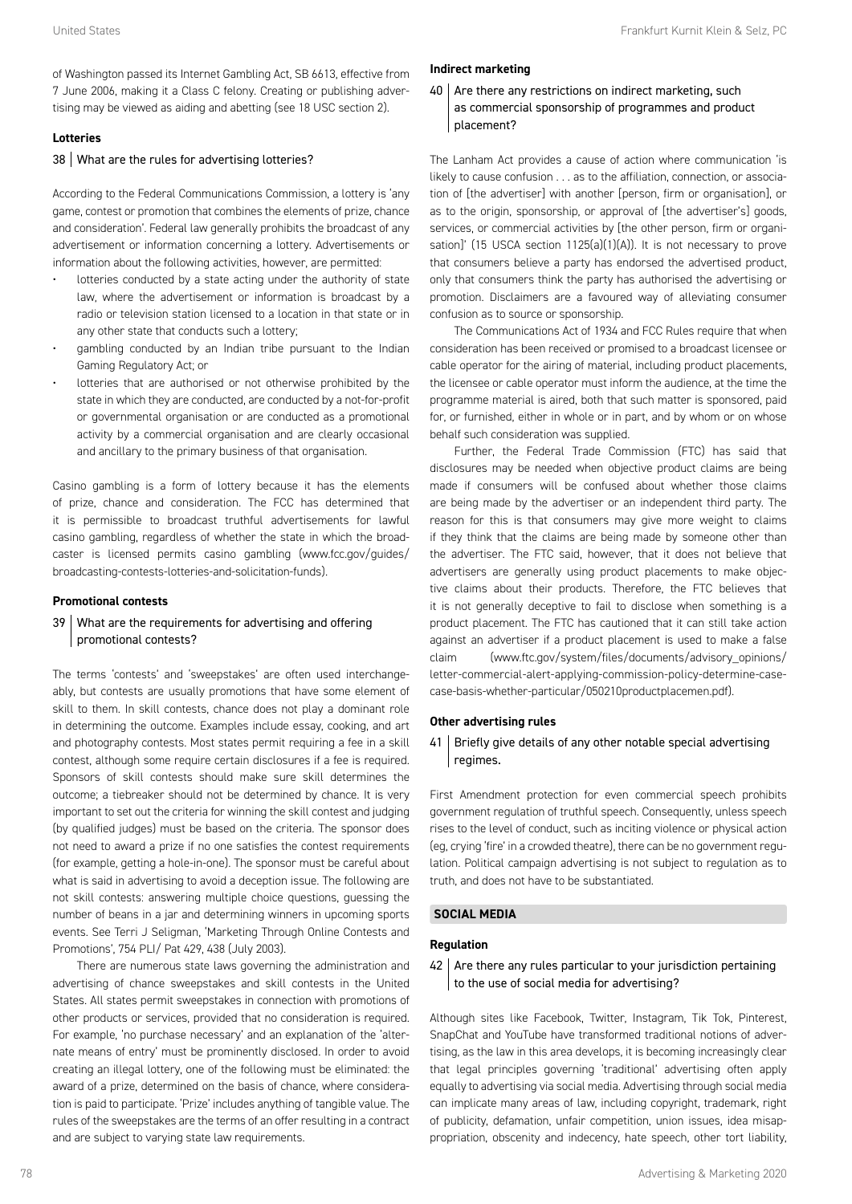of Washington passed its Internet Gambling Act, SB 6613, effective from 7 June 2006, making it a Class C felony. Creating or publishing advertising may be viewed as aiding and abetting (see 18 USC section 2).

**Lotteries**

### 38 | What are the rules for advertising lotteries?

According to the Federal Communications Commission, a lottery is 'any game, contest or promotion that combines the elements of prize, chance and consideration'. Federal law generally prohibits the broadcast of any advertisement or information concerning a lottery. Advertisements or information about the following activities, however, are permitted:

- lotteries conducted by a state acting under the authority of state law, where the advertisement or information is broadcast by a radio or television station licensed to a location in that state or in any other state that conducts such a lottery;
- gambling conducted by an Indian tribe pursuant to the Indian Gaming Regulatory Act; or
- lotteries that are authorised or not otherwise prohibited by the state in which they are conducted, are conducted by a not-for-profit or governmental organisation or are conducted as a promotional activity by a commercial organisation and are clearly occasional and ancillary to the primary business of that organisation.

Casino gambling is a form of lottery because it has the elements of prize, chance and consideration. The FCC has determined that it is permissible to broadcast truthful advertisements for lawful casino gambling, regardless of whether the state in which the broadcaster is licensed permits casino gambling (www.fcc.gov/guides/broadcasting-contests-lotteries-and-solicitation-funds).

**Promotional contests**

### 39 | What are the requirements for advertising and offering promotional contests?

The terms 'contests' and 'sweepstakes' are often used interchangeably, but contests are usually promotions that have some element of skill to them. In skill contests, chance does not play a dominant role in determining the outcome. Examples include essay, cooking, and art and photography contests. Most states permit requiring a fee in a skill contest, although some require certain disclosures if a fee is required. Sponsors of skill contests should make sure skill determines the outcome; a tiebreaker should not be determined by chance. It is very important to set out the criteria for winning the skill contest and judging (by qualified judges) must be based on the criteria. The sponsor does not need to award a prize if no one satisfies the contest requirements (for example, getting a hole-in-one). The sponsor must be careful about what is said in advertising to avoid a deception issue. The following are not skill contests: answering multiple choice questions, guessing the number of beans in a jar and determining winners in upcoming sports events. See Terri J Seligman, 'Marketing Through Online Contests and Promotions', 754 PLI/ Pat 429, 438 (July 2003).

There are numerous state laws governing the administration and advertising of chance sweepstakes and skill contests in the United States. All states permit sweepstakes in connection with promotions of other products or services, provided that no consideration is required. For example, 'no purchase necessary' and an explanation of the 'alternate means of entry' must be prominently disclosed. In order to avoid creating an illegal lottery, one of the following must be eliminated: the award of a prize, determined on the basis of chance, where consideration is paid to participate. 'Prize' includes anything of tangible value. The rules of the sweepstakes are the terms of an offer resulting in a contract and are subject to varying state law requirements.

**Indirect marketing**

### 40 | Are there any restrictions on indirect marketing, such as commercial sponsorship of programmes and product placement?

The Lanham Act provides a cause of action where communication 'is likely to cause confusion . . . as to the affiliation, connection, or association of [the advertiser] with another [person, firm or organisation], or as to the origin, sponsorship, or approval of [the advertiser's] goods, services, or commercial activities by [the other person, firm or organisation]' (15 USCA section 1125(a)(1)(A)). It is not necessary to prove that consumers believe a party has endorsed the advertised product, only that consumers think the party has authorised the advertising or promotion. Disclaimers are a favoured way of alleviating consumer confusion as to source or sponsorship.

The Communications Act of 1934 and FCC Rules require that when consideration has been received or promised to a broadcast licensee or cable operator for the airing of material, including product placements, the licensee or cable operator must inform the audience, at the time the programme material is aired, both that such matter is sponsored, paid for, or furnished, either in whole or in part, and by whom or on whose behalf such consideration was supplied.

Further, the Federal Trade Commission (FTC) has said that disclosures may be needed when objective product claims are being made if consumers will be confused about whether those claims are being made by the advertiser or an independent third party. The reason for this is that consumers may give more weight to claims if they think that the claims are being made by someone other than the advertiser. The FTC said, however, that it does not believe that advertisers are generally using product placements to make objective claims about their products. Therefore, the FTC believes that it is not generally deceptive to fail to disclose when something is a product placement. The FTC has cautioned that it can still take action against an advertiser if a product placement is used to make a false claim (www.ftc.gov/system/files/documents/advisory_opinions/letter-commercial-alert-applying-commission-policy-determine-case-case-basis-whether-particular/050210productplacemen.pdf).

**Other advertising rules**

### 41 | Briefly give details of any other notable special advertising regimes.

First Amendment protection for even commercial speech prohibits government regulation of truthful speech. Consequently, unless speech rises to the level of conduct, such as inciting violence or physical action (eg, crying 'fire' in a crowded theatre), there can be no government regulation. Political campaign advertising is not subject to regulation as to truth, and does not have to be substantiated.

## SOCIAL MEDIA

**Regulation**

### 42 | Are there any rules particular to your jurisdiction pertaining to the use of social media for advertising?

Although sites like Facebook, Twitter, Instagram, Tik Tok, Pinterest, SnapChat and YouTube have transformed traditional notions of advertising, as the law in this area develops, it is becoming increasingly clear that legal principles governing 'traditional' advertising often apply equally to advertising via social media. Advertising through social media can implicate many areas of law, including copyright, trademark, right of publicity, defamation, unfair competition, union issues, idea misappropriation, obscenity and indecency, hate speech, other tort liability,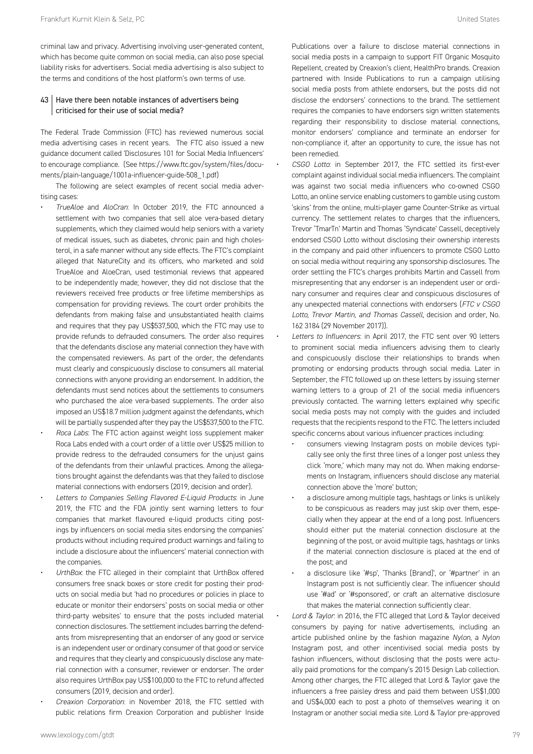criminal law and privacy. Advertising involving user-generated content, which has become quite common on social media, can also pose special liability risks for advertisers. Social media advertising is also subject to the terms and conditions of the host platform's own terms of use.

### 43 Have there been notable instances of advertisers being criticised for their use of social media?

The Federal Trade Commission (FTC) has reviewed numerous social media advertising cases in recent years. The FTC also issued a new guidance document called 'Disclosures 101 for Social Media Influencers' to encourage compliance. (See https://www.ftc.gov/system/files/documents/plain-language/1001a-influencer-guide-508_1.pdf)

The following are select examples of recent social media advertising cases:

- *TrueAloe* and *AloCran*: In October 2019, the FTC announced a settlement with two companies that sell aloe vera-based dietary supplements, which they claimed would help seniors with a variety of medical issues, such as diabetes, chronic pain and high cholesterol, in a safe manner without any side effects. The FTC's complaint alleged that NatureCity and its officers, who marketed and sold TrueAloe and AloeCran, used testimonial reviews that appeared to be independently made; however, they did not disclose that the reviewers received free products or free lifetime memberships as compensation for providing reviews. The court order prohibits the defendants from making false and unsubstantiated health claims and requires that they pay US$537,500, which the FTC may use to provide refunds to defrauded consumers. The order also requires that the defendants disclose any material connection they have with the compensated reviewers. As part of the order, the defendants must clearly and conspicuously disclose to consumers all material connections with anyone providing an endorsement. In addition, the defendants must send notices about the settlements to consumers who purchased the aloe vera-based supplements. The order also imposed an US$18.7 million judgment against the defendants, which will be partially suspended after they pay the US$537,500 to the FTC.
- *Roca Labs*: The FTC action against weight loss supplement maker Roca Labs ended with a court order of a little over US$25 million to provide redress to the defrauded consumers for the unjust gains of the defendants from their unlawful practices. Among the allegations brought against the defendants was that they failed to disclose material connections with endorsers (2019, decision and order).
- *Letters to Companies Selling Flavored E-Liquid Products*: in June 2019, the FTC and the FDA jointly sent warning letters to four companies that market flavoured e-liquid products citing postings by influencers on social media sites endorsing the companies' products without including required product warnings and failing to include a disclosure about the influencers' material connection with the companies.
- *UrthBox*: the FTC alleged in their complaint that UrthBox offered consumers free snack boxes or store credit for posting their products on social media but 'had no procedures or policies in place to educate or monitor their endorsers' posts on social media or other third-party websites' to ensure that the posts included material connection disclosures. The settlement includes barring the defendants from misrepresenting that an endorser of any good or service is an independent user or ordinary consumer of that good or service and requires that they clearly and conspicuously disclose any material connection with a consumer, reviewer or endorser. The order also requires UrthBox pay US$100,000 to the FTC to refund affected consumers (2019, decision and order).
- *Creaxion Corporation*: in November 2018, the FTC settled with public relations firm Creaxion Corporation and publisher Inside Publications over a failure to disclose material connections in social media posts in a campaign to support FIT Organic Mosquito Repellent, created by Creaxion's client, HealthPro brands. Creaxion partnered with Inside Publications to run a campaign utilising social media posts from athlete endorsers, but the posts did not disclose the endorsers' connections to the brand. The settlement requires the companies to have endorsers sign written statements regarding their responsibility to disclose material connections, monitor endorsers' compliance and terminate an endorser for non-compliance if, after an opportunity to cure, the issue has not been remedied.
- *CSGO Lotto*: in September 2017, the FTC settled its first-ever complaint against individual social media influencers. The complaint was against two social media influencers who co-owned CSGO Lotto, an online service enabling customers to gamble using custom 'skins' from the online, multi-player game Counter-Strike as virtual currency. The settlement relates to charges that the influencers, Trevor 'TmarTn' Martin and Thomas 'Syndicate' Cassell, deceptively endorsed CSGO Lotto without disclosing their ownership interests in the company and paid other influencers to promote CSGO Lotto on social media without requiring any sponsorship disclosures. The order settling the FTC's charges prohibits Martin and Cassell from misrepresenting that any endorser is an independent user or ordinary consumer and requires clear and conspicuous disclosures of any unexpected material connections with endorsers (*FTC v CSGO Lotto, Trevor Martin, and Thomas Cassell*, decision and order, No. 162 3184 (29 November 2017)).
- *Letters to Influencers*: in April 2017, the FTC sent over 90 letters to prominent social media influencers advising them to clearly and conspicuously disclose their relationships to brands when promoting or endorsing products through social media. Later in September, the FTC followed up on these letters by issuing sterner warning letters to a group of 21 of the social media influencers previously contacted. The warning letters explained why specific social media posts may not comply with the guides and included requests that the recipients respond to the FTC. The letters included specific concerns about various influencer practices including:
  - consumers viewing Instagram posts on mobile devices typically see only the first three lines of a longer post unless they click 'more,' which many may not do. When making endorsements on Instagram, influencers should disclose any material connection above the 'more' button;
  - a disclosure among multiple tags, hashtags or links is unlikely to be conspicuous as readers may just skip over them, especially when they appear at the end of a long post. Influencers should either put the material connection disclosure at the beginning of the post, or avoid multiple tags, hashtags or links if the material connection disclosure is placed at the end of the post; and
  - a disclosure like '#sp', 'Thanks [Brand]', or '#partner' in an Instagram post is not sufficiently clear. The influencer should use '#ad' or '#sponsored', or craft an alternative disclosure that makes the material connection sufficiently clear.
- *Lord & Taylor*: in 2016, the FTC alleged that Lord & Taylor deceived consumers by paying for native advertisements, including an article published online by the fashion magazine *Nylon*, a *Nylon* Instagram post, and other incentivised social media posts by fashion influencers, without disclosing that the posts were actually paid promotions for the company's 2015 Design Lab collection. Among other charges, the FTC alleged that Lord & Taylor gave the influencers a free paisley dress and paid them between US$1,000 and US$4,000 each to post a photo of themselves wearing it on Instagram or another social media site. Lord & Taylor pre-approved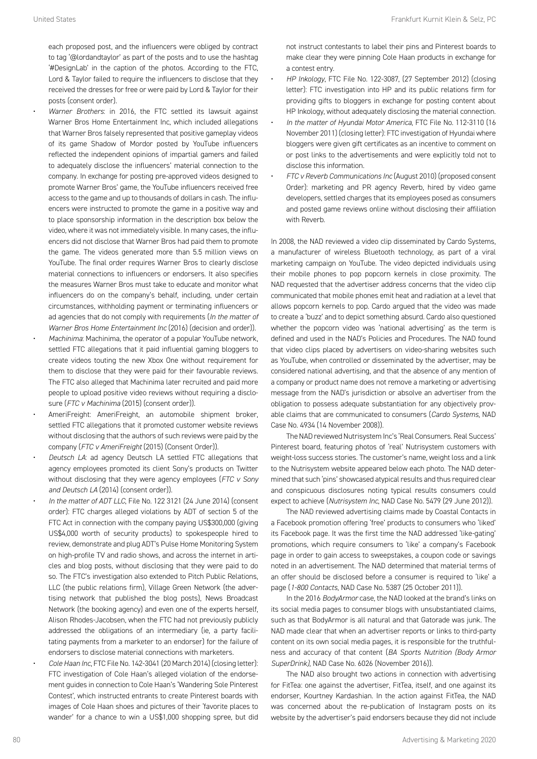each proposed post, and the influencers were obliged by contract to tag '@lordandtaylor' as part of the posts and to use the hashtag '#DesignLab' in the caption of the photos. According to the FTC, Lord & Taylor failed to require the influencers to disclose that they received the dresses for free or were paid by Lord & Taylor for their posts (consent order).

- *Warner Brothers*: in 2016, the FTC settled its lawsuit against Warner Bros Home Entertainment Inc, which included allegations that Warner Bros falsely represented that positive gameplay videos of its game Shadow of Mordor posted by YouTube influencers reflected the independent opinions of impartial gamers and failed to adequately disclose the influencers' material connection to the company. In exchange for posting pre-approved videos designed to promote Warner Bros' game, the YouTube influencers received free access to the game and up to thousands of dollars in cash. The influencers were instructed to promote the game in a positive way and to place sponsorship information in the description box below the video, where it was not immediately visible. In many cases, the influencers did not disclose that Warner Bros had paid them to promote the game. The videos generated more than 5.5 million views on YouTube. The final order requires Warner Bros to clearly disclose material connections to influencers or endorsers. It also specifies the measures Warner Bros must take to educate and monitor what influencers do on the company's behalf, including, under certain circumstances, withholding payment or terminating influencers or ad agencies that do not comply with requirements (*In the matter of Warner Bros Home Entertainment Inc* (2016) (decision and order)).
- *Machinima*: Machinima, the operator of a popular YouTube network, settled FTC allegations that it paid influential gaming bloggers to create videos touting the new Xbox One without requirement for them to disclose that they were paid for their favourable reviews. The FTC also alleged that Machinima later recruited and paid more people to upload positive video reviews without requiring a disclosure (*FTC v Machinima* (2015) (consent order)).
- AmeriFreight: AmeriFreight, an automobile shipment broker, settled FTC allegations that it promoted customer website reviews without disclosing that the authors of such reviews were paid by the company (*FTC v AmeriFreight* (2015) (Consent Order)).
- *Deutsch LA*: ad agency Deutsch LA settled FTC allegations that agency employees promoted its client Sony's products on Twitter without disclosing that they were agency employees (*FTC v Sony and Deutsch LA* (2014) (consent order)).
- *In the matter of ADT LLC*, File No. 122 3121 (24 June 2014) (consent order): FTC charges alleged violations by ADT of section 5 of the FTC Act in connection with the company paying US$300,000 (giving US$4,000 worth of security products) to spokespeople hired to review, demonstrate and plug ADT's Pulse Home Monitoring System on high-profile TV and radio shows, and across the internet in articles and blog posts, without disclosing that they were paid to do so. The FTC's investigation also extended to Pitch Public Relations, LLC (the public relations firm), Village Green Network (the advertising network that published the blog posts), News Broadcast Network (the booking agency) and even one of the experts herself, Alison Rhodes-Jacobsen, when the FTC had not previously publicly addressed the obligations of an intermediary (ie, a party facilitating payments from a marketer to an endorser) for the failure of endorsers to disclose material connections with marketers.
- *Cole Haan Inc*, FTC File No. 142-3041 (20 March 2014) (closing letter): FTC investigation of Cole Haan's alleged violation of the endorsement guides in connection to Cole Haan's 'Wandering Sole Pinterest Contest', which instructed entrants to create Pinterest boards with images of Cole Haan shoes and pictures of their 'favorite places to wander' for a chance to win a US$1,000 shopping spree, but did not instruct contestants to label their pins and Pinterest boards to make clear they were pinning Cole Haan products in exchange for a contest entry.
- *HP Inkology*, FTC File No. 122-3087, (27 September 2012) (closing letter): FTC investigation into HP and its public relations firm for providing gifts to bloggers in exchange for posting content about HP Inkology, without adequately disclosing the material connection.
- *In the matter of Hyundai Motor America*, FTC File No. 112-3110 (16 November 2011) (closing letter): FTC investigation of Hyundai where bloggers were given gift certificates as an incentive to comment on or post links to the advertisements and were explicitly told not to disclose this information.
- *FTC v Reverb Communications Inc* (August 2010) (proposed consent Order): marketing and PR agency Reverb, hired by video game developers, settled charges that its employees posed as consumers and posted game reviews online without disclosing their affiliation with Reverb.

In 2008, the NAD reviewed a video clip disseminated by Cardo Systems, a manufacturer of wireless Bluetooth technology, as part of a viral marketing campaign on YouTube. The video depicted individuals using their mobile phones to pop popcorn kernels in close proximity. The NAD requested that the advertiser address concerns that the video clip communicated that mobile phones emit heat and radiation at a level that allows popcorn kernels to pop. Cardo argued that the video was made to create a 'buzz' and to depict something absurd. Cardo also questioned whether the popcorn video was 'national advertising' as the term is defined and used in the NAD's Policies and Procedures. The NAD found that video clips placed by advertisers on video-sharing websites such as YouTube, when controlled or disseminated by the advertiser, may be considered national advertising, and that the absence of any mention of a company or product name does not remove a marketing or advertising message from the NAD's jurisdiction or absolve an advertiser from the obligation to possess adequate substantiation for any objectively provable claims that are communicated to consumers (*Cardo Systems*, NAD Case No. 4934 (14 November 2008)).

The NAD reviewed Nutrisystem Inc's 'Real Consumers. Real Success' Pinterest board, featuring photos of 'real' Nutrisystem customers with weight-loss success stories. The customer's name, weight loss and a link to the Nutrisystem website appeared below each photo. The NAD determined that such 'pins' showcased atypical results and thus required clear and conspicuous disclosures noting typical results consumers could expect to achieve (*Nutrisystem Inc*, NAD Case No. 5479 (29 June 2012)).

The NAD reviewed advertising claims made by Coastal Contacts in a Facebook promotion offering 'free' products to consumers who 'liked' its Facebook page. It was the first time the NAD addressed 'like-gating' promotions, which require consumers to 'like' a company's Facebook page in order to gain access to sweepstakes, a coupon code or savings noted in an advertisement. The NAD determined that material terms of an offer should be disclosed before a consumer is required to 'like' a page (*1-800 Contacts*, NAD Case No. 5387 (25 October 2011)).

In the 2016 *BodyArmor* case, the NAD looked at the brand's links on its social media pages to consumer blogs with unsubstantiated claims, such as that BodyArmor is all natural and that Gatorade was junk. The NAD made clear that when an advertiser reports or links to third-party content on its own social media pages, it is responsible for the truthfulness and accuracy of that content (*BA Sports Nutrition (Body Armor SuperDrink)*, NAD Case No. 6026 (November 2016)).

The NAD also brought two actions in connection with advertising for FitTea: one against the advertiser, FitTea, itself, and one against its endorser, Kourtney Kardashian. In the action against FitTea, the NAD was concerned about the re-publication of Instagram posts on its website by the advertiser's paid endorsers because they did not include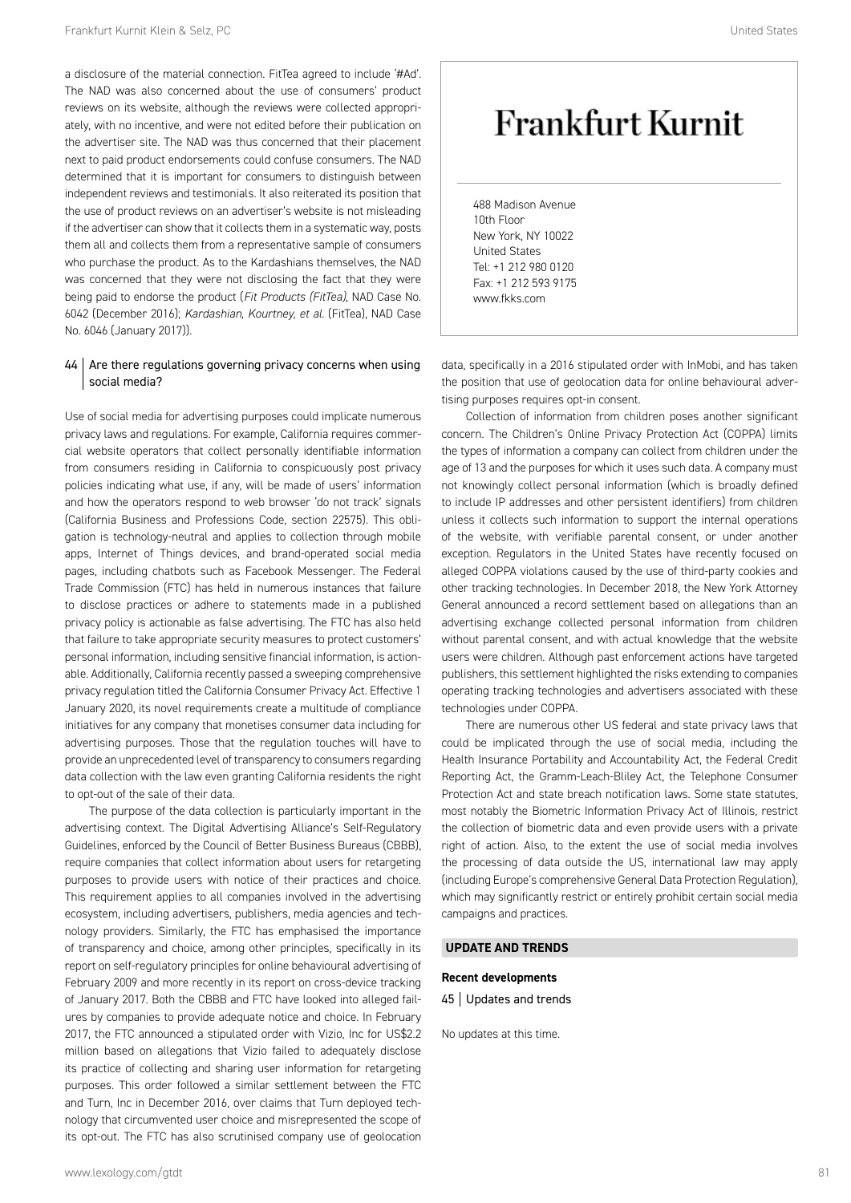a disclosure of the material connection. FitTea agreed to include '#Ad'. The NAD was also concerned about the use of consumers' product reviews on its website, although the reviews were collected appropriately, with no incentive, and were not edited before their publication on the advertiser site. The NAD was thus concerned that their placement next to paid product endorsements could confuse consumers. The NAD determined that it is important for consumers to distinguish between independent reviews and testimonials. It also reiterated its position that the use of product reviews on an advertiser's website is not misleading if the advertiser can show that it collects them in a systematic way, posts them all and collects them from a representative sample of consumers who purchase the product. As to the Kardashians themselves, the NAD was concerned that they were not disclosing the fact that they were being paid to endorse the product (*Fit Products (FitTea)*, NAD Case No. 6042 (December 2016); *Kardashian, Kourtney, et al.* (FitTea), NAD Case No. 6046 (January 2017)).

### 44 | Are there regulations governing privacy concerns when using social media?

Use of social media for advertising purposes could implicate numerous privacy laws and regulations. For example, California requires commercial website operators that collect personally identifiable information from consumers residing in California to conspicuously post privacy policies indicating what use, if any, will be made of users' information and how the operators respond to web browser 'do not track' signals (California Business and Professions Code, section 22575). This obligation is technology-neutral and applies to collection through mobile apps, Internet of Things devices, and brand-operated social media pages, including chatbots such as Facebook Messenger. The Federal Trade Commission (FTC) has held in numerous instances that failure to disclose practices or adhere to statements made in a published privacy policy is actionable as false advertising. The FTC has also held that failure to take appropriate security measures to protect customers' personal information, including sensitive financial information, is actionable. Additionally, California recently passed a sweeping comprehensive privacy regulation titled the California Consumer Privacy Act. Effective 1 January 2020, its novel requirements create a multitude of compliance initiatives for any company that monetises consumer data including for advertising purposes. Those that the regulation touches will have to provide an unprecedented level of transparency to consumers regarding data collection with the law even granting California residents the right to opt-out of the sale of their data.

The purpose of the data collection is particularly important in the advertising context. The Digital Advertising Alliance's Self-Regulatory Guidelines, enforced by the Council of Better Business Bureaus (CBBB), require companies that collect information about users for retargeting purposes to provide users with notice of their practices and choice. This requirement applies to all companies involved in the advertising ecosystem, including advertisers, publishers, media agencies and technology providers. Similarly, the FTC has emphasised the importance of transparency and choice, among other principles, specifically in its report on self-regulatory principles for online behavioural advertising of February 2009 and more recently in its report on cross-device tracking of January 2017. Both the CBBB and FTC have looked into alleged failures by companies to provide adequate notice and choice. In February 2017, the FTC announced a stipulated order with Vizio, Inc for US$2.2 million based on allegations that Vizio failed to adequately disclose its practice of collecting and sharing user information for retargeting purposes. This order followed a similar settlement between the FTC and Turn, Inc in December 2016, over claims that Turn deployed technology that circumvented user choice and misrepresented the scope of its opt-out. The FTC has also scrutinised company use of geolocation data, specifically in a 2016 stipulated order with InMobi, and has taken the position that use of geolocation data for online behavioural advertising purposes requires opt-in consent.

Collection of information from children poses another significant concern. The Children's Online Privacy Protection Act (COPPA) limits the types of information a company can collect from children under the age of 13 and the purposes for which it uses such data. A company must not knowingly collect personal information (which is broadly defined to include IP addresses and other persistent identifiers) from children unless it collects such information to support the internal operations of the website, with verifiable parental consent, or under another exception. Regulators in the United States have recently focused on alleged COPPA violations caused by the use of third-party cookies and other tracking technologies. In December 2018, the New York Attorney General announced a record settlement based on allegations than an advertising exchange collected personal information from children without parental consent, and with actual knowledge that the website users were children. Although past enforcement actions have targeted publishers, this settlement highlighted the risks extending to companies operating tracking technologies and advertisers associated with these technologies under COPPA.

There are numerous other US federal and state privacy laws that could be implicated through the use of social media, including the Health Insurance Portability and Accountability Act, the Federal Credit Reporting Act, the Gramm-Leach-Bliley Act, the Telephone Consumer Protection Act and state breach notification laws. Some state statutes, most notably the Biometric Information Privacy Act of Illinois, restrict the collection of biometric data and even provide users with a private right of action. Also, to the extent the use of social media involves the processing of data outside the US, international law may apply (including Europe's comprehensive General Data Protection Regulation), which may significantly restrict or entirely prohibit certain social media campaigns and practices.

## UPDATE AND TRENDS

**Recent developments**

### 45 | Updates and trends

No updates at this time.

**Frankfurt Kurnit**

488 Madison Avenue
10th Floor
New York, NY 10022
United States
Tel: +1 212 980 0120
Fax: +1 212 593 9175
www.fkks.com